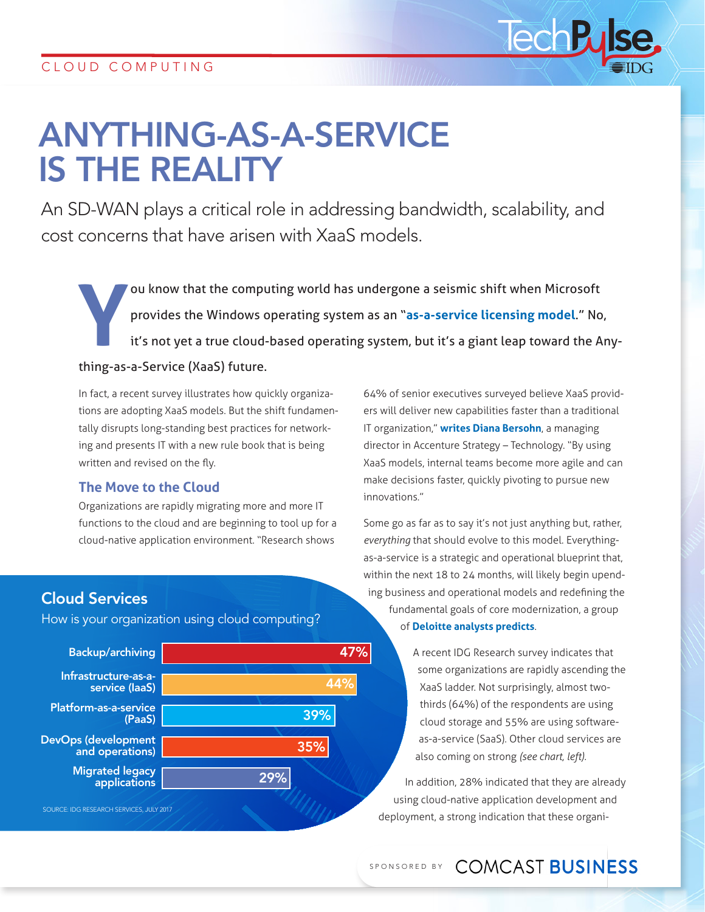CLOUD COMPUTING

# ANYTHING-AS-A-SERVICE IS THE REALITY

An SD-WAN plays a critical role in addressing bandwidth, scalability, and cost concerns that have arisen with XaaS models.

You know that the computing world has undergone a seismic shift when Microsoft provides the Windows operating system as an "**as-a-service licensing model**." No, it's not yet a true cloud-based operating system, but it's a giant leap toward the Anything-as-a-Service (XaaS) future.

In fact, a recent survey illustrates how quickly organizations are adopting XaaS models. But the shift fundamentally disrupts long-standing best practices for networking and presents IT with a new rule book that is being written and revised on the fly.

## The Move to the Cloud

Organizations are rapidly migrating more and more IT functions to the cloud and are beginning to tool up for a cloud-native application environment. "Research shows 64% of senior executives surveyed believe XaaS providers will deliver new capabilities faster than a traditional IT organization," **writes Diana Bersohn**, a managing director in Accenture Strategy – Technology. "By using XaaS models, internal teams become more agile and can make decisions faster, quickly pivoting to pursue new innovations."

Some go as far as to say it's not just anything but, rather, *everything* that should evolve to this model. Everything-as-a-service is a strategic and operational blueprint that, within the next 18 to 24 months, will likely begin upending business and operational models and redefining the fundamental goals of core modernization, a group of **Deloitte analysts predicts**.

A recent IDG Research survey indicates that some organizations are rapidly ascending the XaaS ladder. Not surprisingly, almost two-thirds (64%) of the respondents are using cloud storage and 55% are using software-as-a-service (SaaS). Other cloud services are also coming on strong *(see chart, left)*.

In addition, 28% indicated that they are already using cloud-native application development and deployment, a strong indication that these organi-

### Cloud Services

How is your organization using cloud computing?

| Cloud service | Percentage |
|---|---|
| Backup/archiving | 47% |
| Infrastructure-as-a-service (IaaS) | 44% |
| Platform-as-a-service (PaaS) | 39% |
| DevOps (development and operations) | 35% |
| Migrated legacy applications | 29% |

SOURCE: IDG RESEARCH SERVICES, JULY 2017

SPONSORED BY COMCAST BUSINESS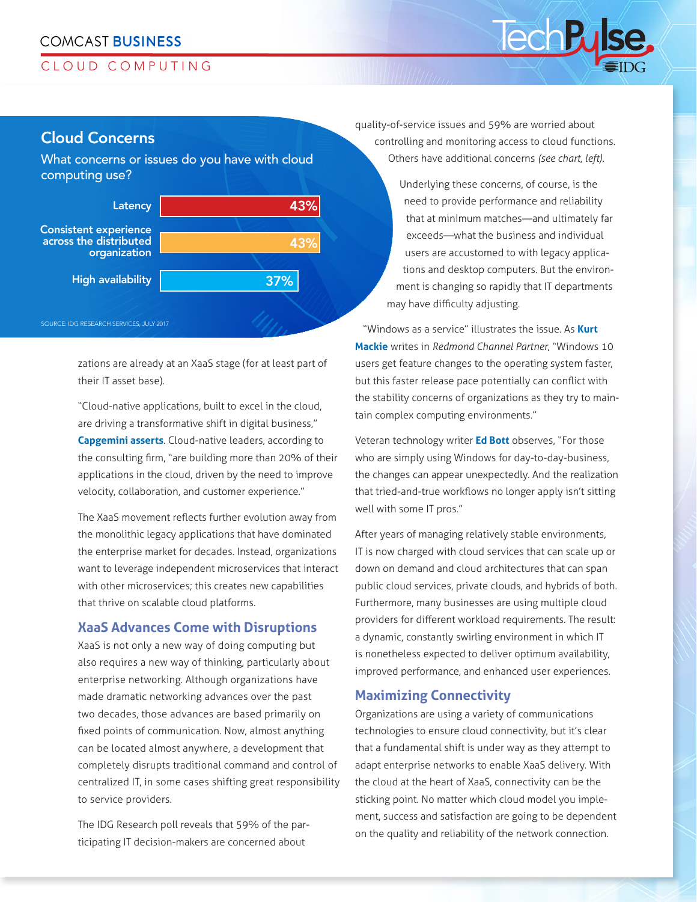## Cloud Concerns

What concerns or issues do you have with cloud computing use?

| Concern | Percentage |
|---|---|
| Latency | 43% |
| Consistent experience across the distributed organization | 43% |
| High availability | 37% |

SOURCE: IDG RESEARCH SERVICES, JULY 2017

zations are already at an XaaS stage (for at least part of their IT asset base).

"Cloud-native applications, built to excel in the cloud, are driving a transformative shift in digital business," **Capgemini asserts**. Cloud-native leaders, according to the consulting firm, "are building more than 20% of their applications in the cloud, driven by the need to improve velocity, collaboration, and customer experience."

The XaaS movement reflects further evolution away from the monolithic legacy applications that have dominated the enterprise market for decades. Instead, organizations want to leverage independent microservices that interact with other microservices; this creates new capabilities that thrive on scalable cloud platforms.

### XaaS Advances Come with Disruptions

XaaS is not only a new way of doing computing but also requires a new way of thinking, particularly about enterprise networking. Although organizations have made dramatic networking advances over the past two decades, those advances are based primarily on fixed points of communication. Now, almost anything can be located almost anywhere, a development that completely disrupts traditional command and control of centralized IT, in some cases shifting great responsibility to service providers.

The IDG Research poll reveals that 59% of the participating IT decision-makers are concerned about quality-of-service issues and 59% are worried about controlling and monitoring access to cloud functions. Others have additional concerns *(see chart, left).*

Underlying these concerns, of course, is the need to provide performance and reliability that at minimum matches—and ultimately far exceeds—what the business and individual users are accustomed to with legacy applications and desktop computers. But the environment is changing so rapidly that IT departments may have difficulty adjusting.

"Windows as a service" illustrates the issue. As **Kurt Mackie** writes in *Redmond Channel Partner*, "Windows 10 users get feature changes to the operating system faster, but this faster release pace potentially can conflict with the stability concerns of organizations as they try to maintain complex computing environments."

Veteran technology writer **Ed Bott** observes, "For those who are simply using Windows for day-to-day-business, the changes can appear unexpectedly. And the realization that tried-and-true workflows no longer apply isn't sitting well with some IT pros."

After years of managing relatively stable environments, IT is now charged with cloud services that can scale up or down on demand and cloud architectures that can span public cloud services, private clouds, and hybrids of both. Furthermore, many businesses are using multiple cloud providers for different workload requirements. The result: a dynamic, constantly swirling environment in which IT is nonetheless expected to deliver optimum availability, improved performance, and enhanced user experiences.

### Maximizing Connectivity

Organizations are using a variety of communications technologies to ensure cloud connectivity, but it's clear that a fundamental shift is under way as they attempt to adapt enterprise networks to enable XaaS delivery. With the cloud at the heart of XaaS, connectivity can be the sticking point. No matter which cloud model you implement, success and satisfaction are going to be dependent on the quality and reliability of the network connection.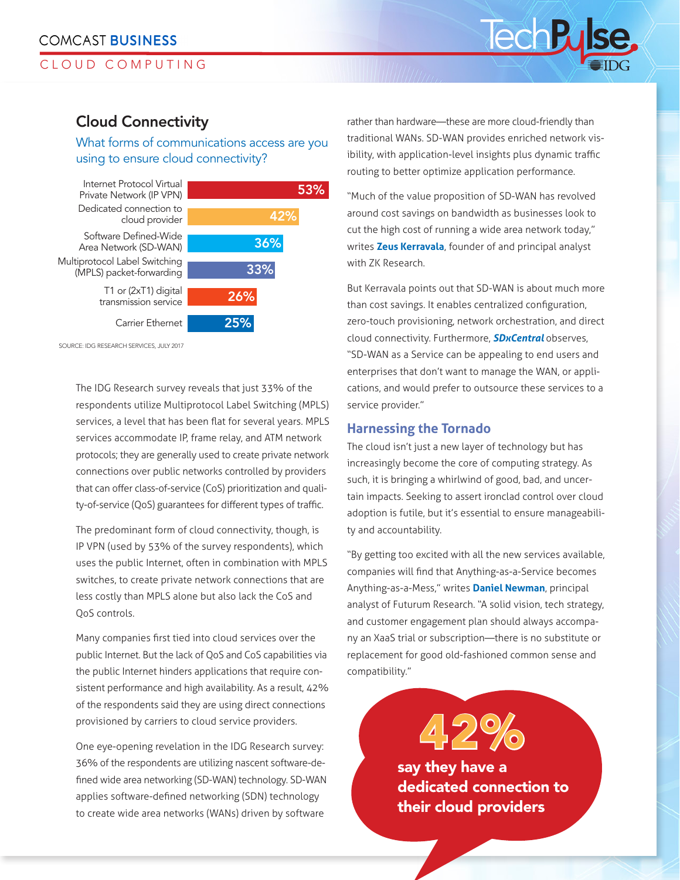## Cloud Connectivity

### What forms of communications access are you using to ensure cloud connectivity?

| Form of access | Percentage |
|---|---|
| Internet Protocol Virtual Private Network (IP VPN) | 53% |
| Dedicated connection to cloud provider | 42% |
| Software Defined-Wide Area Network (SD-WAN) | 36% |
| Multiprotocol Label Switching (MPLS) packet-forwarding | 33% |
| T1 or (2xT1) digital transmission service | 26% |
| Carrier Ethernet | 25% |

SOURCE: IDG RESEARCH SERVICES, JULY 2017

The IDG Research survey reveals that just 33% of the respondents utilize Multiprotocol Label Switching (MPLS) services, a level that has been flat for several years. MPLS services accommodate IP, frame relay, and ATM network protocols; they are generally used to create private network connections over public networks controlled by providers that can offer class-of-service (CoS) prioritization and quality-of-service (QoS) guarantees for different types of traffic.

The predominant form of cloud connectivity, though, is IP VPN (used by 53% of the survey respondents), which uses the public Internet, often in combination with MPLS switches, to create private network connections that are less costly than MPLS alone but also lack the CoS and QoS controls.

Many companies first tied into cloud services over the public Internet. But the lack of QoS and CoS capabilities via the public Internet hinders applications that require consistent performance and high availability. As a result, 42% of the respondents said they are using direct connections provisioned by carriers to cloud service providers.

One eye-opening revelation in the IDG Research survey: 36% of the respondents are utilizing nascent software-defined wide area networking (SD-WAN) technology. SD-WAN applies software-defined networking (SDN) technology to create wide area networks (WANs) driven by software rather than hardware—these are more cloud-friendly than traditional WANs. SD-WAN provides enriched network visibility, with application-level insights plus dynamic traffic routing to better optimize application performance.

"Much of the value proposition of SD-WAN has revolved around cost savings on bandwidth as businesses look to cut the high cost of running a wide area network today," writes **Zeus Kerravala**, founder of and principal analyst with ZK Research.

But Kerravala points out that SD-WAN is about much more than cost savings. It enables centralized configuration, zero-touch provisioning, network orchestration, and direct cloud connectivity. Furthermore, ***SDxCentral*** observes, "SD-WAN as a Service can be appealing to end users and enterprises that don't want to manage the WAN, or applications, and would prefer to outsource these services to a service provider."

### Harnessing the Tornado

The cloud isn't just a new layer of technology but has increasingly become the core of computing strategy. As such, it is bringing a whirlwind of good, bad, and uncertain impacts. Seeking to assert ironclad control over cloud adoption is futile, but it's essential to ensure manageability and accountability.

"By getting too excited with all the new services available, companies will find that Anything-as-a-Service becomes Anything-as-a-Mess," writes **Daniel Newman**, principal analyst of Futurum Research. "A solid vision, tech strategy, and customer engagement plan should always accompany an XaaS trial or subscription—there is no substitute or replacement for good old-fashioned common sense and compatibility."

**42%** **say they have a dedicated connection to their cloud providers**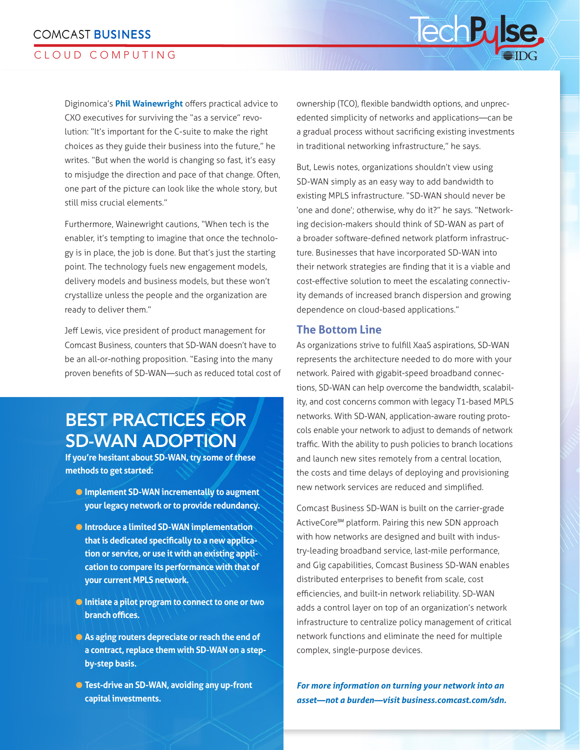Diginomica's **Phil Wainewright** offers practical advice to CXO executives for surviving the "as a service" revolution: "It's important for the C-suite to make the right choices as they guide their business into the future," he writes. "But when the world is changing so fast, it's easy to misjudge the direction and pace of that change. Often, one part of the picture can look like the whole story, but still miss crucial elements."

Furthermore, Wainewright cautions, "When tech is the enabler, it's tempting to imagine that once the technology is in place, the job is done. But that's just the starting point. The technology fuels new engagement models, delivery models and business models, but these won't crystallize unless the people and the organization are ready to deliver them."

Jeff Lewis, vice president of product management for Comcast Business, counters that SD-WAN doesn't have to be an all-or-nothing proposition. "Easing into the many proven benefits of SD-WAN—such as reduced total cost of ownership (TCO), flexible bandwidth options, and unprecedented simplicity of networks and applications—can be a gradual process without sacrificing existing investments in traditional networking infrastructure," he says.

But, Lewis notes, organizations shouldn't view using SD-WAN simply as an easy way to add bandwidth to existing MPLS infrastructure. "SD-WAN should never be 'one and done'; otherwise, why do it?" he says. "Networking decision-makers should think of SD-WAN as part of a broader software-defined network platform infrastructure. Businesses that have incorporated SD-WAN into their network strategies are finding that it is a viable and cost-effective solution to meet the escalating connectivity demands of increased branch dispersion and growing dependence on cloud-based applications."

## BEST PRACTICES FOR SD-WAN ADOPTION

**If you're hesitant about SD-WAN, try some of these methods to get started:**

- **Implement SD-WAN incrementally to augment your legacy network or to provide redundancy.**
- **Introduce a limited SD-WAN implementation that is dedicated specifically to a new application or service, or use it with an existing application to compare its performance with that of your current MPLS network.**
- **Initiate a pilot program to connect to one or two branch offices.**
- **As aging routers depreciate or reach the end of a contract, replace them with SD-WAN on a step-by-step basis.**
- **Test-drive an SD-WAN, avoiding any up-front capital investments.**

## The Bottom Line

As organizations strive to fulfill XaaS aspirations, SD-WAN represents the architecture needed to do more with your network. Paired with gigabit-speed broadband connections, SD-WAN can help overcome the bandwidth, scalability, and cost concerns common with legacy T1-based MPLS networks. With SD-WAN, application-aware routing protocols enable your network to adjust to demands of network traffic. With the ability to push policies to branch locations and launch new sites remotely from a central location, the costs and time delays of deploying and provisioning new network services are reduced and simplified.

Comcast Business SD-WAN is built on the carrier-grade ActiveCore℠ platform. Pairing this new SDN approach with how networks are designed and built with industry-leading broadband service, last-mile performance, and Gig capabilities, Comcast Business SD-WAN enables distributed enterprises to benefit from scale, cost efficiencies, and built-in network reliability. SD-WAN adds a control layer on top of an organization's network infrastructure to centralize policy management of critical network functions and eliminate the need for multiple complex, single-purpose devices.

***For more information on turning your network into an asset—not a burden—visit business.comcast.com/sdn.***